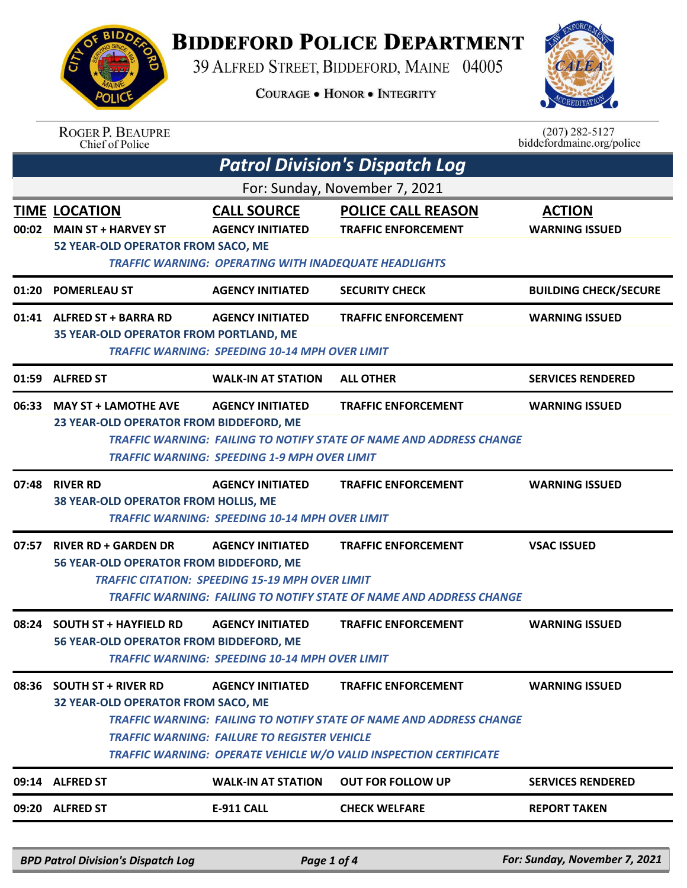# BIDDEFORD POLICE DEPARTMENT

39 ALFRED STREET, BIDDEFORD, MAINE 04005

COURAGE • HONOR • INTEGRITY

ROGER P. BEAUPRE
Chief of Police

(207) 282-5127
biddefordmaine.org/police

## *Patrol Division's Dispatch Log*

For: Sunday, November 7, 2021

| TIME | LOCATION | CALL SOURCE | POLICE CALL REASON | ACTION |
|---|---|---|---|---|
| 00:02 | MAIN ST + HARVEY ST | AGENCY INITIATED | TRAFFIC ENFORCEMENT | WARNING ISSUED |
| | 52 YEAR-OLD OPERATOR FROM SACO, ME | | | |
| | *TRAFFIC WARNING: OPERATING WITH INADEQUATE HEADLIGHTS* | | | |
| 01:20 | POMERLEAU ST | AGENCY INITIATED | SECURITY CHECK | BUILDING CHECK/SECURE |
| 01:41 | ALFRED ST + BARRA RD | AGENCY INITIATED | TRAFFIC ENFORCEMENT | WARNING ISSUED |
| | 35 YEAR-OLD OPERATOR FROM PORTLAND, ME | | | |
| | *TRAFFIC WARNING: SPEEDING 10-14 MPH OVER LIMIT* | | | |
| 01:59 | ALFRED ST | WALK-IN AT STATION | ALL OTHER | SERVICES RENDERED |
| 06:33 | MAY ST + LAMOTHE AVE | AGENCY INITIATED | TRAFFIC ENFORCEMENT | WARNING ISSUED |
| | 23 YEAR-OLD OPERATOR FROM BIDDEFORD, ME | | | |
| | *TRAFFIC WARNING: FAILING TO NOTIFY STATE OF NAME AND ADDRESS CHANGE* | | | |
| | *TRAFFIC WARNING: SPEEDING 1-9 MPH OVER LIMIT* | | | |
| 07:48 | RIVER RD | AGENCY INITIATED | TRAFFIC ENFORCEMENT | WARNING ISSUED |
| | 38 YEAR-OLD OPERATOR FROM HOLLIS, ME | | | |
| | *TRAFFIC WARNING: SPEEDING 10-14 MPH OVER LIMIT* | | | |
| 07:57 | RIVER RD + GARDEN DR | AGENCY INITIATED | TRAFFIC ENFORCEMENT | VSAC ISSUED |
| | 56 YEAR-OLD OPERATOR FROM BIDDEFORD, ME | | | |
| | *TRAFFIC CITATION: SPEEDING 15-19 MPH OVER LIMIT* | | | |
| | *TRAFFIC WARNING: FAILING TO NOTIFY STATE OF NAME AND ADDRESS CHANGE* | | | |
| 08:24 | SOUTH ST + HAYFIELD RD | AGENCY INITIATED | TRAFFIC ENFORCEMENT | WARNING ISSUED |
| | 56 YEAR-OLD OPERATOR FROM BIDDEFORD, ME | | | |
| | *TRAFFIC WARNING: SPEEDING 10-14 MPH OVER LIMIT* | | | |
| 08:36 | SOUTH ST + RIVER RD | AGENCY INITIATED | TRAFFIC ENFORCEMENT | WARNING ISSUED |
| | 32 YEAR-OLD OPERATOR FROM SACO, ME | | | |
| | *TRAFFIC WARNING: FAILING TO NOTIFY STATE OF NAME AND ADDRESS CHANGE* | | | |
| | *TRAFFIC WARNING: FAILURE TO REGISTER VEHICLE* | | | |
| | *TRAFFIC WARNING: OPERATE VEHICLE W/O VALID INSPECTION CERTIFICATE* | | | |
| 09:14 | ALFRED ST | WALK-IN AT STATION | OUT FOR FOLLOW UP | SERVICES RENDERED |
| 09:20 | ALFRED ST | E-911 CALL | CHECK WELFARE | REPORT TAKEN |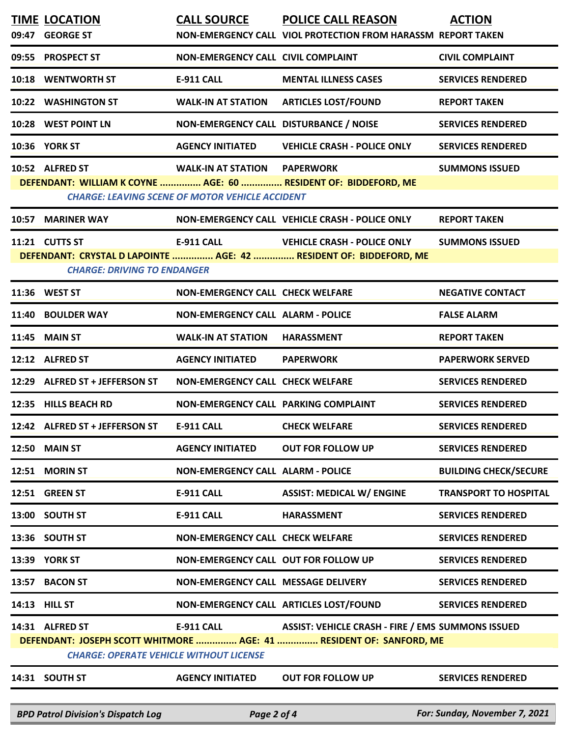| TIME | LOCATION | CALL SOURCE | POLICE CALL REASON | ACTION |
|---|---|---|---|---|
| 09:47 | GEORGE ST | NON-EMERGENCY CALL | VIOL PROTECTION FROM HARASSM | REPORT TAKEN |
| 09:55 | PROSPECT ST | NON-EMERGENCY CALL | CIVIL COMPLAINT | CIVIL COMPLAINT |
| 10:18 | WENTWORTH ST | E-911 CALL | MENTAL ILLNESS CASES | SERVICES RENDERED |
| 10:22 | WASHINGTON ST | WALK-IN AT STATION | ARTICLES LOST/FOUND | REPORT TAKEN |
| 10:28 | WEST POINT LN | NON-EMERGENCY CALL | DISTURBANCE / NOISE | SERVICES RENDERED |
| 10:36 | YORK ST | AGENCY INITIATED | VEHICLE CRASH - POLICE ONLY | SERVICES RENDERED |
| 10:52 | ALFRED ST | WALK-IN AT STATION | PAPERWORK | SUMMONS ISSUED |
| | DEFENDANT: WILLIAM K COYNE ............... AGE: 60 ............... RESIDENT OF: BIDDEFORD, ME | | | |
| | *CHARGE: LEAVING SCENE OF MOTOR VEHICLE ACCIDENT* | | | |
| 10:57 | MARINER WAY | NON-EMERGENCY CALL | VEHICLE CRASH - POLICE ONLY | REPORT TAKEN |
| 11:21 | CUTTS ST | E-911 CALL | VEHICLE CRASH - POLICE ONLY | SUMMONS ISSUED |
| | DEFENDANT: CRYSTAL D LAPOINTE ............... AGE: 42 ............... RESIDENT OF: BIDDEFORD, ME | | | |
| | *CHARGE: DRIVING TO ENDANGER* | | | |
| 11:36 | WEST ST | NON-EMERGENCY CALL | CHECK WELFARE | NEGATIVE CONTACT |
| 11:40 | BOULDER WAY | NON-EMERGENCY CALL | ALARM - POLICE | FALSE ALARM |
| 11:45 | MAIN ST | WALK-IN AT STATION | HARASSMENT | REPORT TAKEN |
| 12:12 | ALFRED ST | AGENCY INITIATED | PAPERWORK | PAPERWORK SERVED |
| 12:29 | ALFRED ST + JEFFERSON ST | NON-EMERGENCY CALL | CHECK WELFARE | SERVICES RENDERED |
| 12:35 | HILLS BEACH RD | NON-EMERGENCY CALL | PARKING COMPLAINT | SERVICES RENDERED |
| 12:42 | ALFRED ST + JEFFERSON ST | E-911 CALL | CHECK WELFARE | SERVICES RENDERED |
| 12:50 | MAIN ST | AGENCY INITIATED | OUT FOR FOLLOW UP | SERVICES RENDERED |
| 12:51 | MORIN ST | NON-EMERGENCY CALL | ALARM - POLICE | BUILDING CHECK/SECURE |
| 12:51 | GREEN ST | E-911 CALL | ASSIST: MEDICAL W/ ENGINE | TRANSPORT TO HOSPITAL |
| 13:00 | SOUTH ST | E-911 CALL | HARASSMENT | SERVICES RENDERED |
| 13:36 | SOUTH ST | NON-EMERGENCY CALL | CHECK WELFARE | SERVICES RENDERED |
| 13:39 | YORK ST | NON-EMERGENCY CALL | OUT FOR FOLLOW UP | SERVICES RENDERED |
| 13:57 | BACON ST | NON-EMERGENCY CALL | MESSAGE DELIVERY | SERVICES RENDERED |
| 14:13 | HILL ST | NON-EMERGENCY CALL | ARTICLES LOST/FOUND | SERVICES RENDERED |
| 14:31 | ALFRED ST | E-911 CALL | ASSIST: VEHICLE CRASH - FIRE / EMS | SUMMONS ISSUED |
| | DEFENDANT: JOSEPH SCOTT WHITMORE ............... AGE: 41 ............... RESIDENT OF: SANFORD, ME | | | |
| | *CHARGE: OPERATE VEHICLE WITHOUT LICENSE* | | | |
| 14:31 | SOUTH ST | AGENCY INITIATED | OUT FOR FOLLOW UP | SERVICES RENDERED |

*BPD Patrol Division's Dispatch Log* — *For: Sunday, November 7, 2021*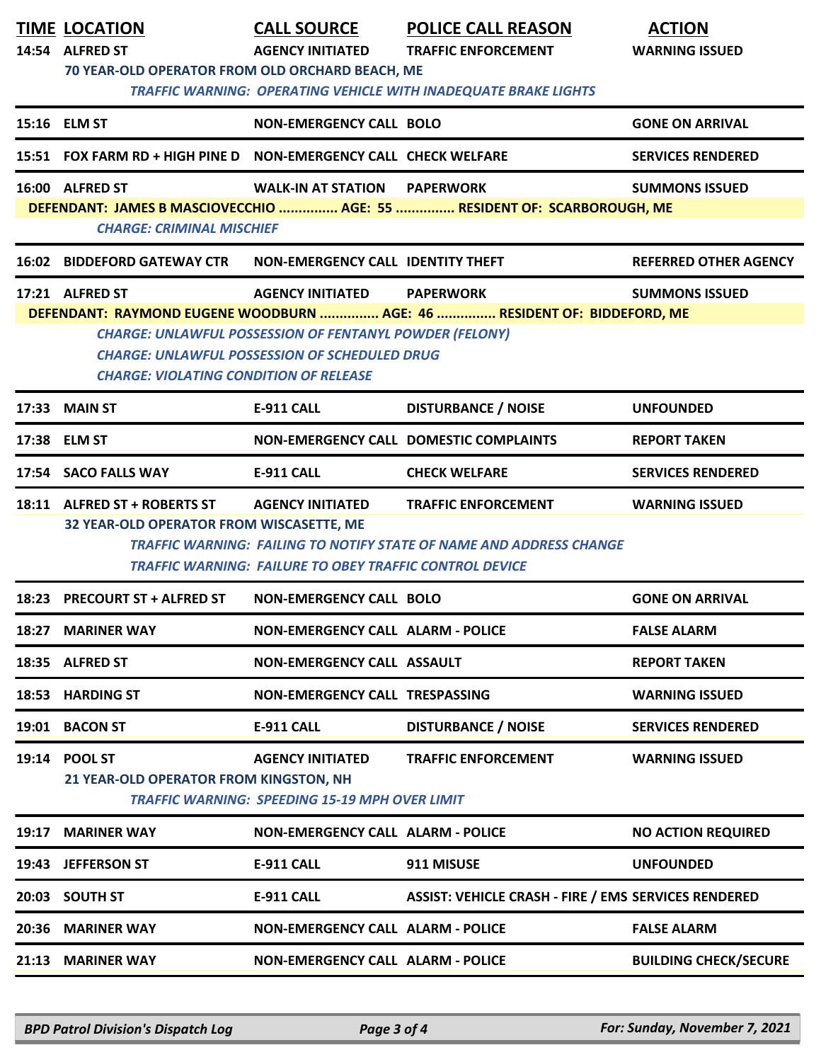| TIME | LOCATION | CALL SOURCE | POLICE CALL REASON | ACTION |
|---|---|---|---|---|
| 14:54 | ALFRED ST | AGENCY INITIATED | TRAFFIC ENFORCEMENT | WARNING ISSUED |
| | 70 YEAR-OLD OPERATOR FROM OLD ORCHARD BEACH, ME | | | |
| | *TRAFFIC WARNING: OPERATING VEHICLE WITH INADEQUATE BRAKE LIGHTS* | | | |
| 15:16 | ELM ST | NON-EMERGENCY CALL | BOLO | GONE ON ARRIVAL |
| 15:51 | FOX FARM RD + HIGH PINE D | NON-EMERGENCY CALL | CHECK WELFARE | SERVICES RENDERED |
| 16:00 | ALFRED ST | WALK-IN AT STATION | PAPERWORK | SUMMONS ISSUED |
| | DEFENDANT: JAMES B MASCIOVECCHIO ............... AGE: 55 ............... RESIDENT OF: SCARBOROUGH, ME | | | |
| | *CHARGE: CRIMINAL MISCHIEF* | | | |
| 16:02 | BIDDEFORD GATEWAY CTR | NON-EMERGENCY CALL | IDENTITY THEFT | REFERRED OTHER AGENCY |
| 17:21 | ALFRED ST | AGENCY INITIATED | PAPERWORK | SUMMONS ISSUED |
| | DEFENDANT: RAYMOND EUGENE WOODBURN ............... AGE: 46 ............... RESIDENT OF: BIDDEFORD, ME | | | |
| | *CHARGE: UNLAWFUL POSSESSION OF FENTANYL POWDER (FELONY)* | | | |
| | *CHARGE: UNLAWFUL POSSESSION OF SCHEDULED DRUG* | | | |
| | *CHARGE: VIOLATING CONDITION OF RELEASE* | | | |
| 17:33 | MAIN ST | E-911 CALL | DISTURBANCE / NOISE | UNFOUNDED |
| 17:38 | ELM ST | NON-EMERGENCY CALL | DOMESTIC COMPLAINTS | REPORT TAKEN |
| 17:54 | SACO FALLS WAY | E-911 CALL | CHECK WELFARE | SERVICES RENDERED |
| 18:11 | ALFRED ST + ROBERTS ST | AGENCY INITIATED | TRAFFIC ENFORCEMENT | WARNING ISSUED |
| | 32 YEAR-OLD OPERATOR FROM WISCASETTE, ME | | | |
| | *TRAFFIC WARNING: FAILING TO NOTIFY STATE OF NAME AND ADDRESS CHANGE* | | | |
| | *TRAFFIC WARNING: FAILURE TO OBEY TRAFFIC CONTROL DEVICE* | | | |
| 18:23 | PRECOURT ST + ALFRED ST | NON-EMERGENCY CALL | BOLO | GONE ON ARRIVAL |
| 18:27 | MARINER WAY | NON-EMERGENCY CALL | ALARM - POLICE | FALSE ALARM |
| 18:35 | ALFRED ST | NON-EMERGENCY CALL | ASSAULT | REPORT TAKEN |
| 18:53 | HARDING ST | NON-EMERGENCY CALL | TRESPASSING | WARNING ISSUED |
| 19:01 | BACON ST | E-911 CALL | DISTURBANCE / NOISE | SERVICES RENDERED |
| 19:14 | POOL ST | AGENCY INITIATED | TRAFFIC ENFORCEMENT | WARNING ISSUED |
| | 21 YEAR-OLD OPERATOR FROM KINGSTON, NH | | | |
| | *TRAFFIC WARNING: SPEEDING 15-19 MPH OVER LIMIT* | | | |
| 19:17 | MARINER WAY | NON-EMERGENCY CALL | ALARM - POLICE | NO ACTION REQUIRED |
| 19:43 | JEFFERSON ST | E-911 CALL | 911 MISUSE | UNFOUNDED |
| 20:03 | SOUTH ST | E-911 CALL | ASSIST: VEHICLE CRASH - FIRE / EMS | SERVICES RENDERED |
| 20:36 | MARINER WAY | NON-EMERGENCY CALL | ALARM - POLICE | FALSE ALARM |
| 21:13 | MARINER WAY | NON-EMERGENCY CALL | ALARM - POLICE | BUILDING CHECK/SECURE |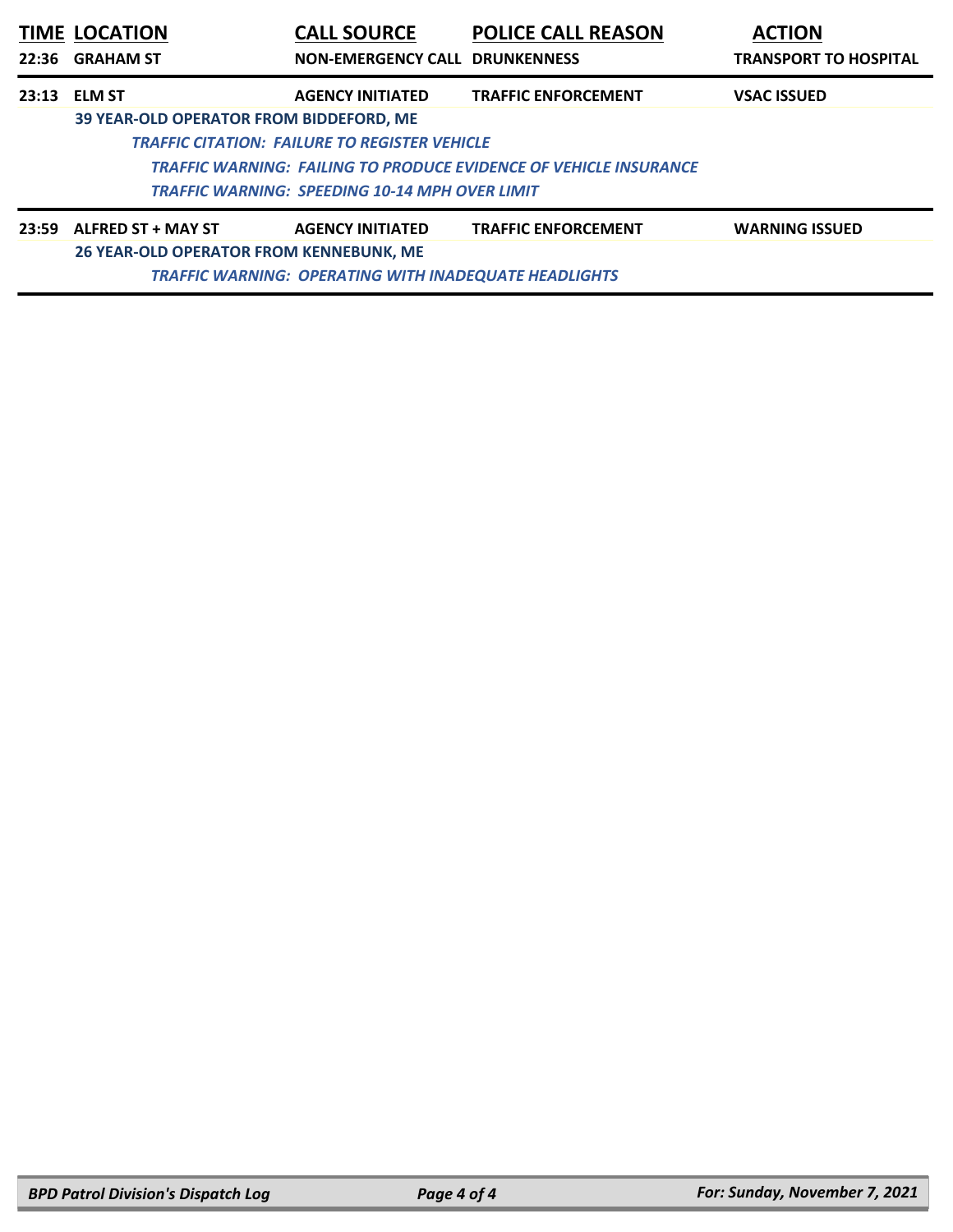| TIME | LOCATION | CALL SOURCE | POLICE CALL REASON | ACTION |
|---|---|---|---|---|
| 22:36 | GRAHAM ST | NON-EMERGENCY CALL | DRUNKENNESS | TRANSPORT TO HOSPITAL |
| 23:13 | ELM ST | AGENCY INITIATED | TRAFFIC ENFORCEMENT | VSAC ISSUED |

**39 YEAR-OLD OPERATOR FROM BIDDEFORD, ME**

*TRAFFIC CITATION: FAILURE TO REGISTER VEHICLE*

*TRAFFIC WARNING: FAILING TO PRODUCE EVIDENCE OF VEHICLE INSURANCE*

*TRAFFIC WARNING: SPEEDING 10-14 MPH OVER LIMIT*

| TIME | LOCATION | CALL SOURCE | POLICE CALL REASON | ACTION |
|---|---|---|---|---|
| 23:59 | ALFRED ST + MAY ST | AGENCY INITIATED | TRAFFIC ENFORCEMENT | WARNING ISSUED |

**26 YEAR-OLD OPERATOR FROM KENNEBUNK, ME**

*TRAFFIC WARNING: OPERATING WITH INADEQUATE HEADLIGHTS*